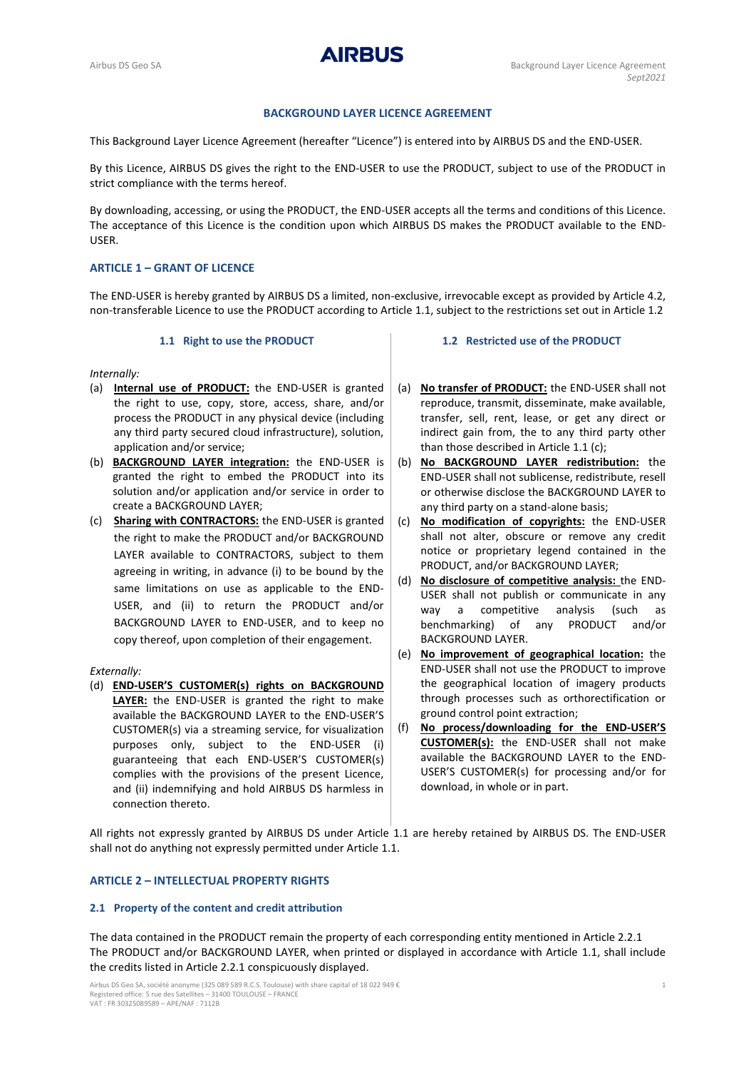### BACKGROUND LAYER LICENCE AGREEMENT

This Background Layer Licence Agreement (hereafter "Licence") is entered into by AIRBUS DS and the END-USER.

By this Licence, AIRBUS DS gives the right to the END-USER to use the PRODUCT, subject to use of the PRODUCT in strict compliance with the terms hereof.

By downloading, accessing, or using the PRODUCT, the END-USER accepts all the terms and conditions of this Licence. The acceptance of this Licence is the condition upon which AIRBUS DS makes the PRODUCT available to the END-USER.

## ARTICLE 1 – GRANT OF LICENCE

The END-USER is hereby granted by AIRBUS DS a limited, non-exclusive, irrevocable except as provided by Article 4.2, non-transferable Licence to use the PRODUCT according to Article 1.1, subject to the restrictions set out in Article 1.2

### 1.1 Right to use the PRODUCT

*Internally:*

(a) **Internal use of PRODUCT:** the END-USER is granted the right to use, copy, store, access, share, and/or process the PRODUCT in any physical device (including any third party secured cloud infrastructure), solution, application and/or service;

(b) **BACKGROUND LAYER integration:** the END-USER is granted the right to embed the PRODUCT into its solution and/or application and/or service in order to create a BACKGROUND LAYER;

(c) **Sharing with CONTRACTORS:** the END-USER is granted the right to make the PRODUCT and/or BACKGROUND LAYER available to CONTRACTORS, subject to them agreeing in writing, in advance (i) to be bound by the same limitations on use as applicable to the END-USER, and (ii) to return the PRODUCT and/or BACKGROUND LAYER to END-USER, and to keep no copy thereof, upon completion of their engagement.

*Externally:*

(d) **END-USER'S CUSTOMER(s) rights on BACKGROUND LAYER:** the END-USER is granted the right to make available the BACKGROUND LAYER to the END-USER'S CUSTOMER(s) via a streaming service, for visualization purposes only, subject to the END-USER (i) guaranteeing that each END-USER'S CUSTOMER(s) complies with the provisions of the present Licence, and (ii) indemnifying and hold AIRBUS DS harmless in connection thereto.

### 1.2 Restricted use of the PRODUCT

(a) **No transfer of PRODUCT:** the END-USER shall not reproduce, transmit, disseminate, make available, transfer, sell, rent, lease, or get any direct or indirect gain from, the to any third party other than those described in Article 1.1 (c);

(b) **No BACKGROUND LAYER redistribution:** the END-USER shall not sublicense, redistribute, resell or otherwise disclose the BACKGROUND LAYER to any third party on a stand-alone basis;

(c) **No modification of copyrights:** the END-USER shall not alter, obscure or remove any credit notice or proprietary legend contained in the PRODUCT, and/or BACKGROUND LAYER;

(d) **No disclosure of competitive analysis:** the END-USER shall not publish or communicate in any way a competitive analysis (such as benchmarking) of any PRODUCT and/or BACKGROUND LAYER.

(e) **No improvement of geographical location:** the END-USER shall not use the PRODUCT to improve the geographical location of imagery products through processes such as orthorectification or ground control point extraction;

(f) **No process/downloading for the END-USER'S CUSTOMER(s):** the END-USER shall not make available the BACKGROUND LAYER to the END-USER'S CUSTOMER(s) for processing and/or for download, in whole or in part.

All rights not expressly granted by AIRBUS DS under Article 1.1 are hereby retained by AIRBUS DS. The END-USER shall not do anything not expressly permitted under Article 1.1.

## ARTICLE 2 – INTELLECTUAL PROPERTY RIGHTS

### 2.1 Property of the content and credit attribution

The data contained in the PRODUCT remain the property of each corresponding entity mentioned in Article 2.2.1
The PRODUCT and/or BACKGROUND LAYER, when printed or displayed in accordance with Article 1.1, shall include the credits listed in Article 2.2.1 conspicuously displayed.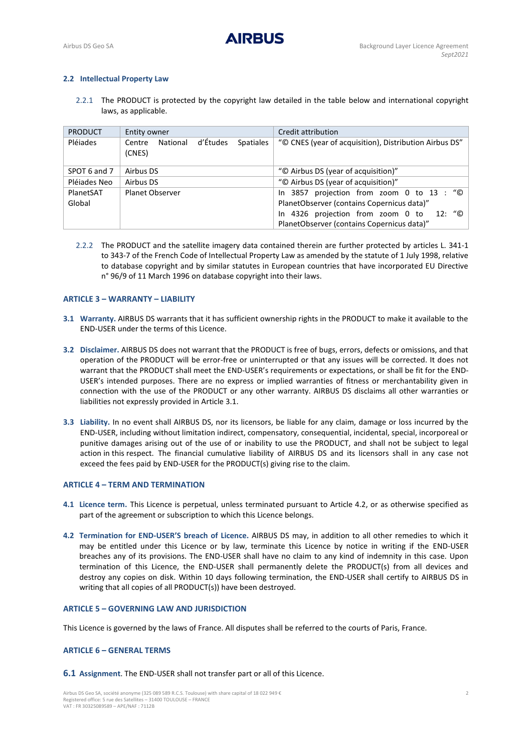### 2.2 Intellectual Property Law

2.2.1 The PRODUCT is protected by the copyright law detailed in the table below and international copyright laws, as applicable.

| PRODUCT | Entity owner | Credit attribution |
|---|---|---|
| Pléiades | Centre National d'Études Spatiales (CNES) | "© CNES (year of acquisition), Distribution Airbus DS" |
| SPOT 6 and 7 | Airbus DS | "© Airbus DS (year of acquisition)" |
| Pléiades Neo | Airbus DS | "© Airbus DS (year of acquisition)" |
| PlanetSAT Global | Planet Observer | In 3857 projection from zoom 0 to 13 : "© PlanetObserver (contains Copernicus data)" In 4326 projection from zoom 0 to 12: "© PlanetObserver (contains Copernicus data)" |

2.2.2 The PRODUCT and the satellite imagery data contained therein are further protected by articles L. 341-1 to 343-7 of the French Code of Intellectual Property Law as amended by the statute of 1 July 1998, relative to database copyright and by similar statutes in European countries that have incorporated EU Directive n° 96/9 of 11 March 1996 on database copyright into their laws.

## ARTICLE 3 – WARRANTY – LIABILITY

**3.1 Warranty.** AIRBUS DS warrants that it has sufficient ownership rights in the PRODUCT to make it available to the END-USER under the terms of this Licence.

**3.2 Disclaimer.** AIRBUS DS does not warrant that the PRODUCT is free of bugs, errors, defects or omissions, and that operation of the PRODUCT will be error-free or uninterrupted or that any issues will be corrected. It does not warrant that the PRODUCT shall meet the END-USER's requirements or expectations, or shall be fit for the END-USER's intended purposes. There are no express or implied warranties of fitness or merchantability given in connection with the use of the PRODUCT or any other warranty. AIRBUS DS disclaims all other warranties or liabilities not expressly provided in Article 3.1.

**3.3 Liability.** In no event shall AIRBUS DS, nor its licensors, be liable for any claim, damage or loss incurred by the END-USER, including without limitation indirect, compensatory, consequential, incidental, special, incorporeal or punitive damages arising out of the use of or inability to use the PRODUCT, and shall not be subject to legal action in this respect. The financial cumulative liability of AIRBUS DS and its licensors shall in any case not exceed the fees paid by END-USER for the PRODUCT(s) giving rise to the claim.

## ARTICLE 4 – TERM AND TERMINATION

**4.1 Licence term.** This Licence is perpetual, unless terminated pursuant to Article 4.2, or as otherwise specified as part of the agreement or subscription to which this Licence belongs.

**4.2 Termination for END-USER'S breach of Licence.** AIRBUS DS may, in addition to all other remedies to which it may be entitled under this Licence or by law, terminate this Licence by notice in writing if the END-USER breaches any of its provisions. The END-USER shall have no claim to any kind of indemnity in this case. Upon termination of this Licence, the END-USER shall permanently delete the PRODUCT(s) from all devices and destroy any copies on disk. Within 10 days following termination, the END-USER shall certify to AIRBUS DS in writing that all copies of all PRODUCT(s)) have been destroyed.

## ARTICLE 5 – GOVERNING LAW AND JURISDICTION

This Licence is governed by the laws of France. All disputes shall be referred to the courts of Paris, France.

## ARTICLE 6 – GENERAL TERMS

**6.1 Assignment**. The END-USER shall not transfer part or all of this Licence.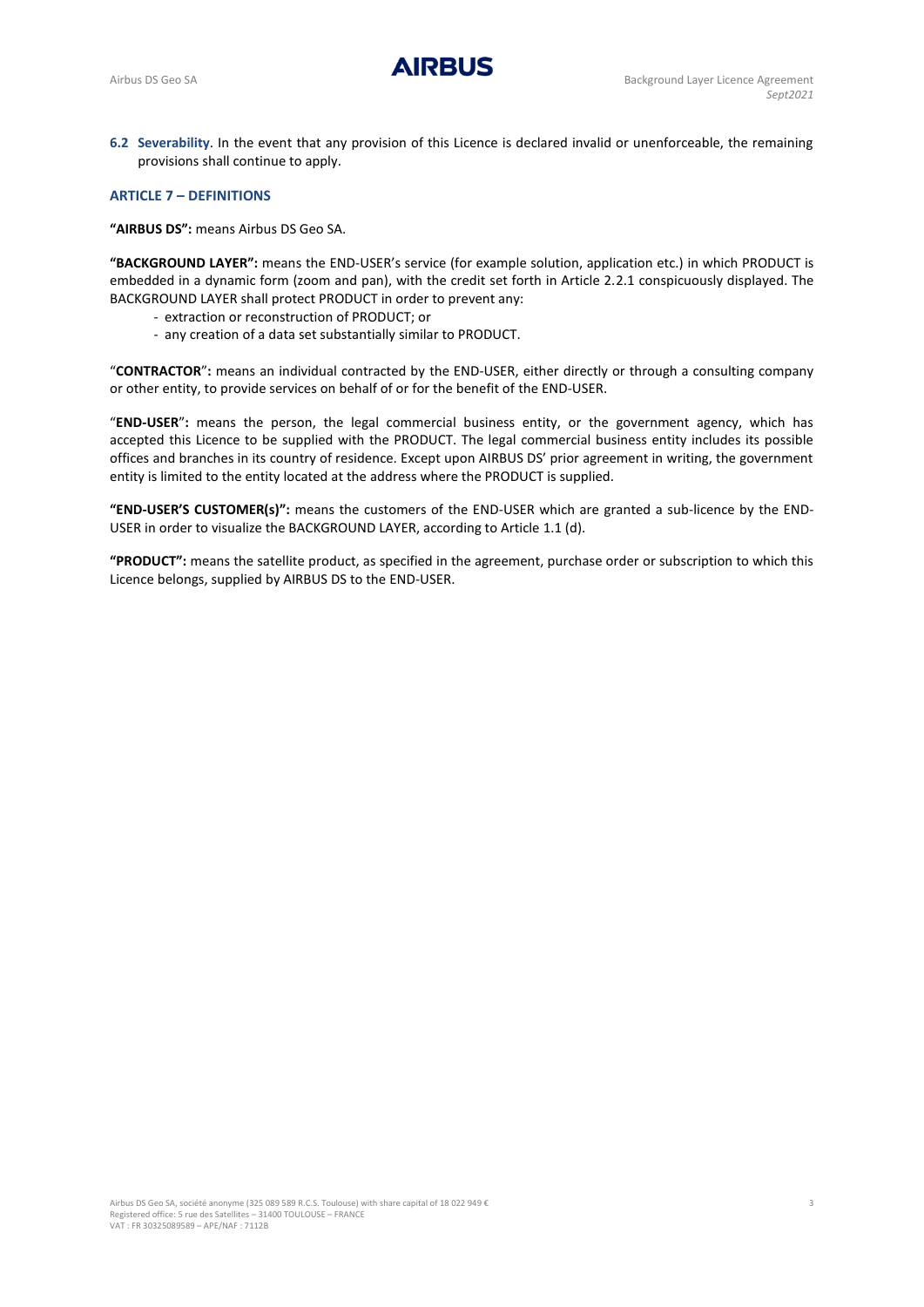**6.2 Severability**. In the event that any provision of this Licence is declared invalid or unenforceable, the remaining provisions shall continue to apply.

## ARTICLE 7 – DEFINITIONS

**"AIRBUS DS":** means Airbus DS Geo SA.

**"BACKGROUND LAYER":** means the END-USER's service (for example solution, application etc.) in which PRODUCT is embedded in a dynamic form (zoom and pan), with the credit set forth in Article 2.2.1 conspicuously displayed. The BACKGROUND LAYER shall protect PRODUCT in order to prevent any:

- extraction or reconstruction of PRODUCT; or
- any creation of a data set substantially similar to PRODUCT.

"**CONTRACTOR**"**:** means an individual contracted by the END-USER, either directly or through a consulting company or other entity, to provide services on behalf of or for the benefit of the END-USER.

"**END-USER**"**:** means the person, the legal commercial business entity, or the government agency, which has accepted this Licence to be supplied with the PRODUCT. The legal commercial business entity includes its possible offices and branches in its country of residence. Except upon AIRBUS DS' prior agreement in writing, the government entity is limited to the entity located at the address where the PRODUCT is supplied.

**"END-USER'S CUSTOMER(s)":** means the customers of the END-USER which are granted a sub-licence by the END-USER in order to visualize the BACKGROUND LAYER, according to Article 1.1 (d).

**"PRODUCT":** means the satellite product, as specified in the agreement, purchase order or subscription to which this Licence belongs, supplied by AIRBUS DS to the END-USER.